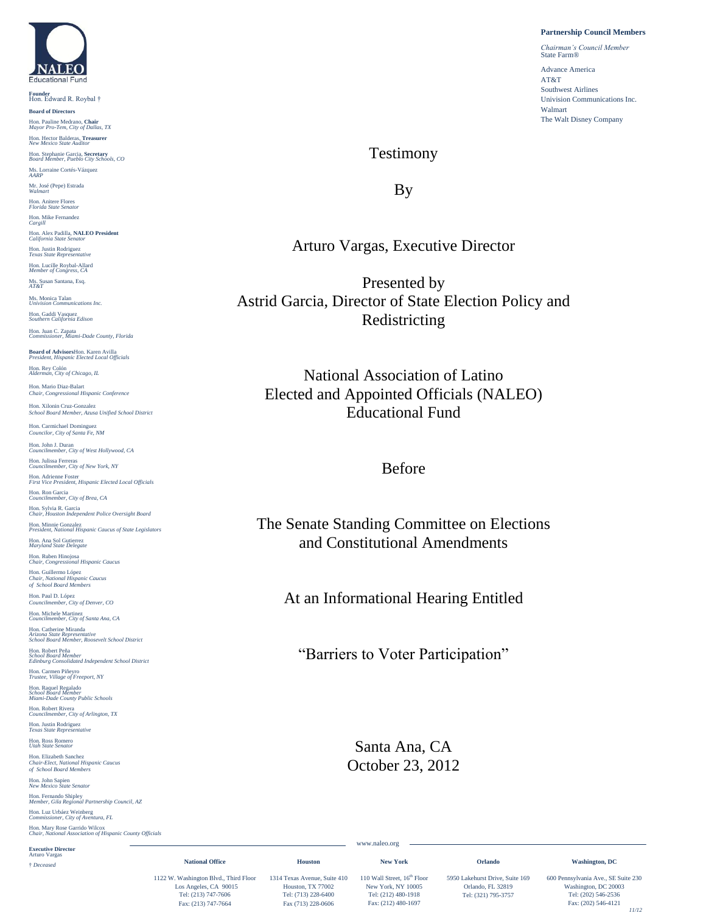NALEO Educational Fund

**Founder**
Hon. Edward R. Roybal †

**Board of Directors**

Hon. Pauline Medrano, **Chair**
*Mayor Pro-Tem, City of Dallas, TX*

Hon. Hector Balderas, **Treasurer**
*New Mexico State Auditor*

Hon. Stephanie Garcia, **Secretary**
*Board Member, Pueblo City Schools, CO*

Ms. Lorraine Cortés-Vázquez
*AARP*

Mr. José (Pepe) Estrada
*Walmart*

Hon. Anitere Flores
*Florida State Senator*

Hon. Mike Fernandez
*Cargill*

Hon. Alex Padilla, **NALEO President**
*California State Senator*

Hon. Justin Rodriguez
*Texas State Representative*

Hon. Lucille Roybal-Allard
*Member of Congress, CA*

Ms. Susan Santana, Esq.
*AT&T*

Ms. Monica Talan
*Univision Communications Inc.*

Hon. Gaddi Vasquez
*Southern California Edison*

Hon. Juan C. Zapata
*Commissioner, Miami-Dade County, Florida*

**Board of Advisors**

Hon. Karen Avilla
*President, Hispanic Elected Local Officials*

Hon. Rey Colón
*Alderman, City of Chicago, IL*

Hon. Mario Diaz-Balart
*Chair, Congressional Hispanic Conference*

Hon. Xilonin Cruz-Gonzalez
*School Board Member, Azusa Unified School District*

Hon. Carmichael Dominguez
*Councilor, City of Santa Fe, NM*

Hon. John J. Duran
*Councilmember, City of West Hollywood, CA*

Hon. Julissa Ferreras
*Councilmember, City of New York, NY*

Hon. Adrienne Foster
*First Vice President, Hispanic Elected Local Officials*

Hon. Ron Garcia
*Councilmember, City of Brea, CA*

Hon. Sylvia R. Garcia
*Chair, Houston Independent Police Oversight Board*

Hon. Minnie Gonzalez
*President, National Hispanic Caucus of State Legislators*

Hon. Ana Sol Gutierrez
*Maryland State Delegate*

Hon. Ruben Hinojosa
*Chair, Congressional Hispanic Caucus*

Hon. Guillermo López
*Chair, National Hispanic Caucus of School Board Members*

Hon. Paul D. López
*Councilmember, City of Denver, CO*

Hon. Michele Martinez
*Councilmember, City of Santa Ana, CA*

Hon. Catherine Miranda
*Arizona State Representative*
*School Board Member, Roosevelt School District*

Hon. Robert Peña
*School Board Member*
*Edinburg Consolidated Independent School District*

Hon. Carmen Piñeyro
*Trustee, Village of Freeport, NY*

Hon. Raquel Regalado
*School Board Member*
*Miami-Dade County Public Schools*

Hon. Robert Rivera
*Councilmember, City of Arlington, TX*

Hon. Justin Rodriguez
*Texas State Representative*

Hon. Ross Romero
*Utah State Senator*

Hon. Elizabeth Sanchez
*Chair-Elect, National Hispanic Caucus of School Board Members*

Hon. John Sapien
*New Mexico State Senator*

Hon. Fernando Shipley
*Member, Gila Regional Partnership Council, AZ*

Hon. Luz Urbáez Weinberg
*Commissioner, City of Aventura, FL*

Hon. Mary Rose Garrido Wilcox
*Chair, National Association of Hispanic County Officials*

**Executive Director**
Arturo Vargas

† *Deceased*

**Partnership Council Members**

*Chairman's Council Member*
State Farm®

Advance America
AT&T
Southwest Airlines
Univision Communications Inc.
Walmart
The Walt Disney Company

Testimony

By

Arturo Vargas, Executive Director

Presented by
Astrid Garcia, Director of State Election Policy and Redistricting

National Association of Latino Elected and Appointed Officials (NALEO) Educational Fund

Before

The Senate Standing Committee on Elections and Constitutional Amendments

At an Informational Hearing Entitled

"Barriers to Voter Participation"

Santa Ana, CA
October 23, 2012

www.naleo.org

| National Office | Houston | New York | Orlando | Washington, DC |
|---|---|---|---|---|
| 1122 W. Washington Blvd., Third Floor<br>Los Angeles, CA 90015<br>Tel: (213) 747-7606<br>Fax: (213) 747-7664 | 1314 Texas Avenue, Suite 410<br>Houston, TX 77002<br>Tel: (713) 228-6400<br>Fax: (713) 228-0606 | 110 Wall Street, 16th Floor<br>New York, NY 10005<br>Tel: (212) 480-1918<br>Fax: (212) 480-1697 | 5950 Lakehurst Drive, Suite 169<br>Orlando, FL 32819<br>Tel: (321) 795-3757 | 600 Pennsylvania Ave., SE Suite 230<br>Washington, DC 20003<br>Tel: (202) 546-2536<br>Fax: (202) 546-4121 |

11/12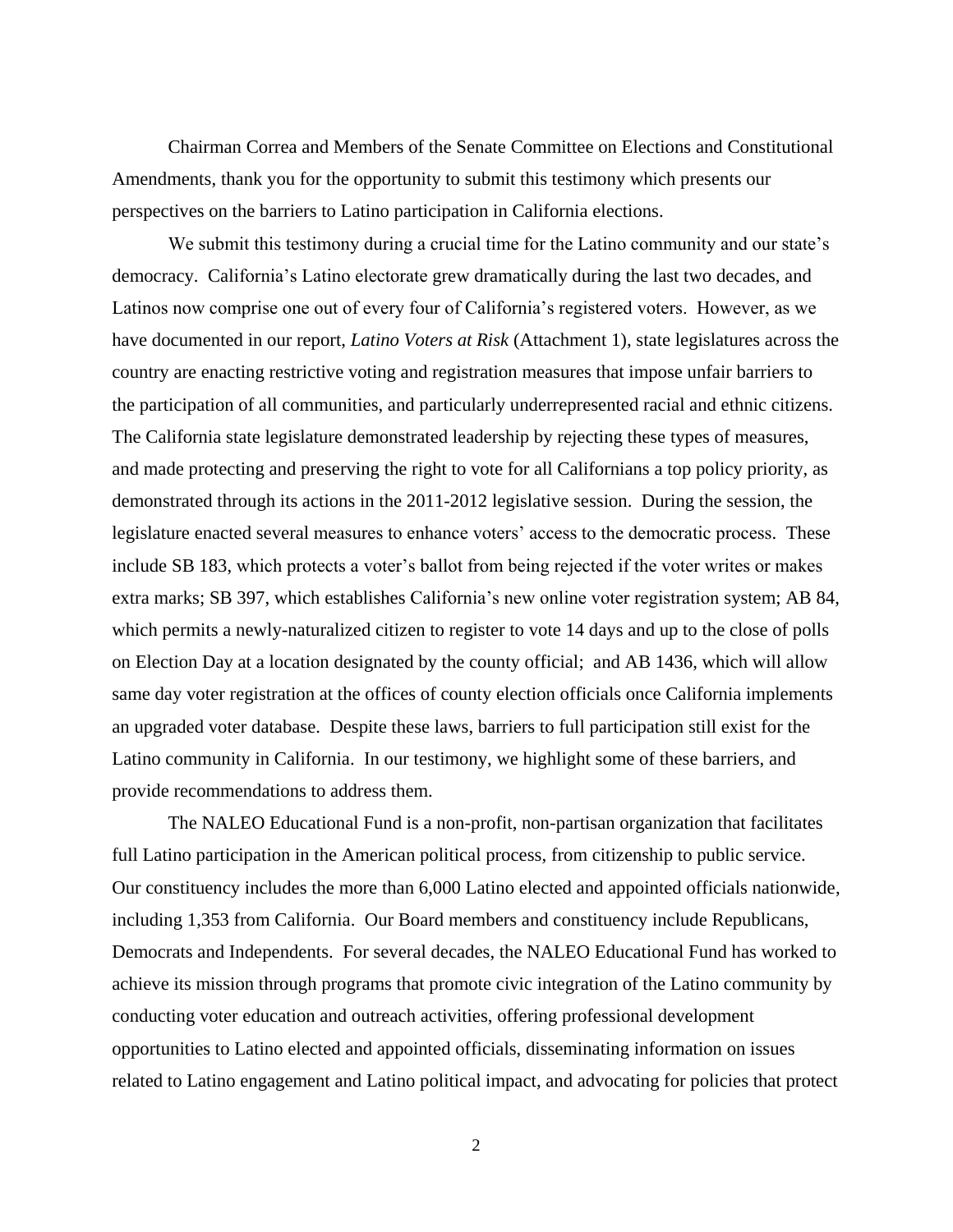Chairman Correa and Members of the Senate Committee on Elections and Constitutional Amendments, thank you for the opportunity to submit this testimony which presents our perspectives on the barriers to Latino participation in California elections.

We submit this testimony during a crucial time for the Latino community and our state's democracy. California's Latino electorate grew dramatically during the last two decades, and Latinos now comprise one out of every four of California's registered voters. However, as we have documented in our report, *Latino Voters at Risk* (Attachment 1), state legislatures across the country are enacting restrictive voting and registration measures that impose unfair barriers to the participation of all communities, and particularly underrepresented racial and ethnic citizens. The California state legislature demonstrated leadership by rejecting these types of measures, and made protecting and preserving the right to vote for all Californians a top policy priority, as demonstrated through its actions in the 2011-2012 legislative session. During the session, the legislature enacted several measures to enhance voters' access to the democratic process. These include SB 183, which protects a voter's ballot from being rejected if the voter writes or makes extra marks; SB 397, which establishes California's new online voter registration system; AB 84, which permits a newly-naturalized citizen to register to vote 14 days and up to the close of polls on Election Day at a location designated by the county official; and AB 1436, which will allow same day voter registration at the offices of county election officials once California implements an upgraded voter database. Despite these laws, barriers to full participation still exist for the Latino community in California. In our testimony, we highlight some of these barriers, and provide recommendations to address them.

The NALEO Educational Fund is a non-profit, non-partisan organization that facilitates full Latino participation in the American political process, from citizenship to public service. Our constituency includes the more than 6,000 Latino elected and appointed officials nationwide, including 1,353 from California. Our Board members and constituency include Republicans, Democrats and Independents. For several decades, the NALEO Educational Fund has worked to achieve its mission through programs that promote civic integration of the Latino community by conducting voter education and outreach activities, offering professional development opportunities to Latino elected and appointed officials, disseminating information on issues related to Latino engagement and Latino political impact, and advocating for policies that protect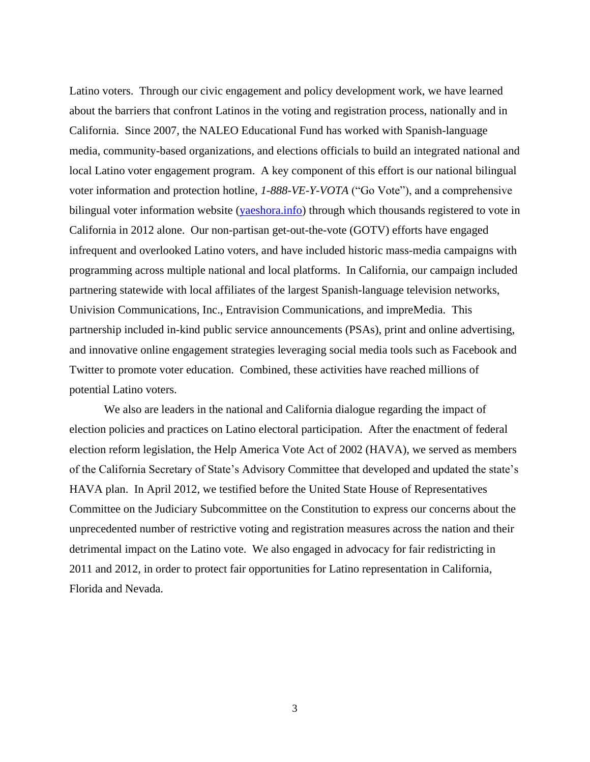Latino voters. Through our civic engagement and policy development work, we have learned about the barriers that confront Latinos in the voting and registration process, nationally and in California. Since 2007, the NALEO Educational Fund has worked with Spanish-language media, community-based organizations, and elections officials to build an integrated national and local Latino voter engagement program. A key component of this effort is our national bilingual voter information and protection hotline, *1-888-VE-Y-VOTA* ("Go Vote"), and a comprehensive bilingual voter information website ([yaeshora.info](yaeshora.info)) through which thousands registered to vote in California in 2012 alone. Our non-partisan get-out-the-vote (GOTV) efforts have engaged infrequent and overlooked Latino voters, and have included historic mass-media campaigns with programming across multiple national and local platforms. In California, our campaign included partnering statewide with local affiliates of the largest Spanish-language television networks, Univision Communications, Inc., Entravision Communications, and impreMedia. This partnership included in-kind public service announcements (PSAs), print and online advertising, and innovative online engagement strategies leveraging social media tools such as Facebook and Twitter to promote voter education. Combined, these activities have reached millions of potential Latino voters.

We also are leaders in the national and California dialogue regarding the impact of election policies and practices on Latino electoral participation. After the enactment of federal election reform legislation, the Help America Vote Act of 2002 (HAVA), we served as members of the California Secretary of State's Advisory Committee that developed and updated the state's HAVA plan. In April 2012, we testified before the United State House of Representatives Committee on the Judiciary Subcommittee on the Constitution to express our concerns about the unprecedented number of restrictive voting and registration measures across the nation and their detrimental impact on the Latino vote. We also engaged in advocacy for fair redistricting in 2011 and 2012, in order to protect fair opportunities for Latino representation in California, Florida and Nevada.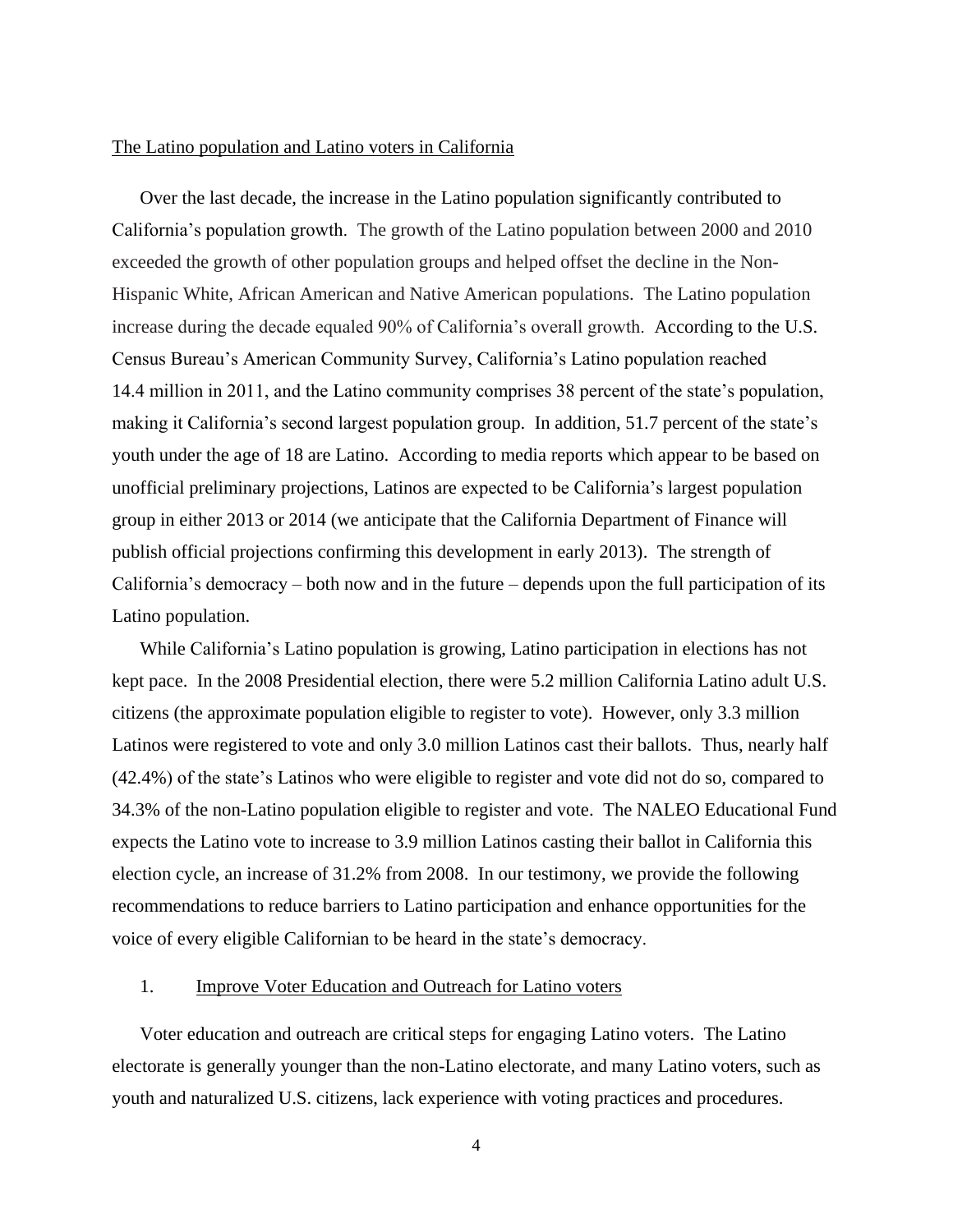<u>The Latino population and Latino voters in California</u>

Over the last decade, the increase in the Latino population significantly contributed to California's population growth. The growth of the Latino population between 2000 and 2010 exceeded the growth of other population groups and helped offset the decline in the Non-Hispanic White, African American and Native American populations. The Latino population increase during the decade equaled 90% of California's overall growth. According to the U.S. Census Bureau's American Community Survey, California's Latino population reached 14.4 million in 2011, and the Latino community comprises 38 percent of the state's population, making it California's second largest population group. In addition, 51.7 percent of the state's youth under the age of 18 are Latino. According to media reports which appear to be based on unofficial preliminary projections, Latinos are expected to be California's largest population group in either 2013 or 2014 (we anticipate that the California Department of Finance will publish official projections confirming this development in early 2013). The strength of California's democracy – both now and in the future – depends upon the full participation of its Latino population.

While California's Latino population is growing, Latino participation in elections has not kept pace. In the 2008 Presidential election, there were 5.2 million California Latino adult U.S. citizens (the approximate population eligible to register to vote). However, only 3.3 million Latinos were registered to vote and only 3.0 million Latinos cast their ballots. Thus, nearly half (42.4%) of the state's Latinos who were eligible to register and vote did not do so, compared to 34.3% of the non-Latino population eligible to register and vote. The NALEO Educational Fund expects the Latino vote to increase to 3.9 million Latinos casting their ballot in California this election cycle, an increase of 31.2% from 2008. In our testimony, we provide the following recommendations to reduce barriers to Latino participation and enhance opportunities for the voice of every eligible Californian to be heard in the state's democracy.

1. <u>Improve Voter Education and Outreach for Latino voters</u>

Voter education and outreach are critical steps for engaging Latino voters. The Latino electorate is generally younger than the non-Latino electorate, and many Latino voters, such as youth and naturalized U.S. citizens, lack experience with voting practices and procedures.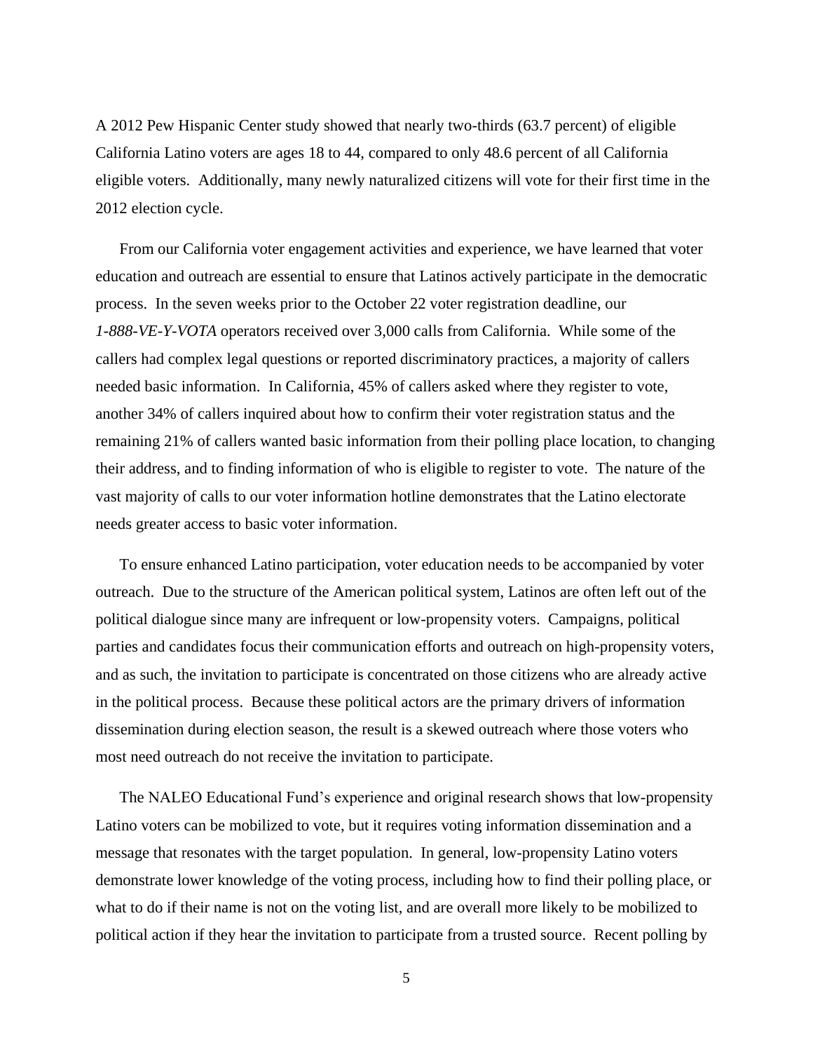A 2012 Pew Hispanic Center study showed that nearly two-thirds (63.7 percent) of eligible California Latino voters are ages 18 to 44, compared to only 48.6 percent of all California eligible voters. Additionally, many newly naturalized citizens will vote for their first time in the 2012 election cycle.

From our California voter engagement activities and experience, we have learned that voter education and outreach are essential to ensure that Latinos actively participate in the democratic process. In the seven weeks prior to the October 22 voter registration deadline, our *1-888-VE-Y-VOTA* operators received over 3,000 calls from California. While some of the callers had complex legal questions or reported discriminatory practices, a majority of callers needed basic information. In California, 45% of callers asked where they register to vote, another 34% of callers inquired about how to confirm their voter registration status and the remaining 21% of callers wanted basic information from their polling place location, to changing their address, and to finding information of who is eligible to register to vote. The nature of the vast majority of calls to our voter information hotline demonstrates that the Latino electorate needs greater access to basic voter information.

To ensure enhanced Latino participation, voter education needs to be accompanied by voter outreach. Due to the structure of the American political system, Latinos are often left out of the political dialogue since many are infrequent or low-propensity voters. Campaigns, political parties and candidates focus their communication efforts and outreach on high-propensity voters, and as such, the invitation to participate is concentrated on those citizens who are already active in the political process. Because these political actors are the primary drivers of information dissemination during election season, the result is a skewed outreach where those voters who most need outreach do not receive the invitation to participate.

The NALEO Educational Fund's experience and original research shows that low-propensity Latino voters can be mobilized to vote, but it requires voting information dissemination and a message that resonates with the target population. In general, low-propensity Latino voters demonstrate lower knowledge of the voting process, including how to find their polling place, or what to do if their name is not on the voting list, and are overall more likely to be mobilized to political action if they hear the invitation to participate from a trusted source. Recent polling by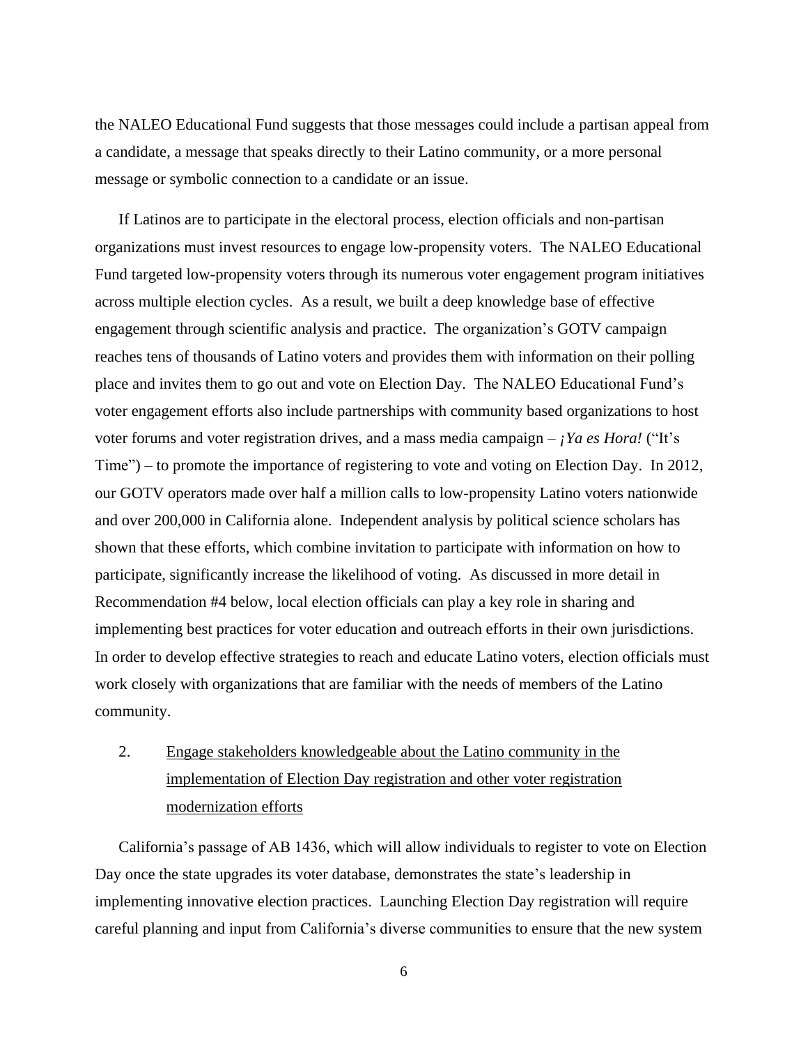the NALEO Educational Fund suggests that those messages could include a partisan appeal from a candidate, a message that speaks directly to their Latino community, or a more personal message or symbolic connection to a candidate or an issue.

If Latinos are to participate in the electoral process, election officials and non-partisan organizations must invest resources to engage low-propensity voters. The NALEO Educational Fund targeted low-propensity voters through its numerous voter engagement program initiatives across multiple election cycles. As a result, we built a deep knowledge base of effective engagement through scientific analysis and practice. The organization's GOTV campaign reaches tens of thousands of Latino voters and provides them with information on their polling place and invites them to go out and vote on Election Day. The NALEO Educational Fund's voter engagement efforts also include partnerships with community based organizations to host voter forums and voter registration drives, and a mass media campaign – *¡Ya es Hora!* ("It's Time") – to promote the importance of registering to vote and voting on Election Day. In 2012, our GOTV operators made over half a million calls to low-propensity Latino voters nationwide and over 200,000 in California alone. Independent analysis by political science scholars has shown that these efforts, which combine invitation to participate with information on how to participate, significantly increase the likelihood of voting. As discussed in more detail in Recommendation #4 below, local election officials can play a key role in sharing and implementing best practices for voter education and outreach efforts in their own jurisdictions. In order to develop effective strategies to reach and educate Latino voters, election officials must work closely with organizations that are familiar with the needs of members of the Latino community.

2. <u>Engage stakeholders knowledgeable about the Latino community in the implementation of Election Day registration and other voter registration modernization efforts</u>

California's passage of AB 1436, which will allow individuals to register to vote on Election Day once the state upgrades its voter database, demonstrates the state's leadership in implementing innovative election practices. Launching Election Day registration will require careful planning and input from California's diverse communities to ensure that the new system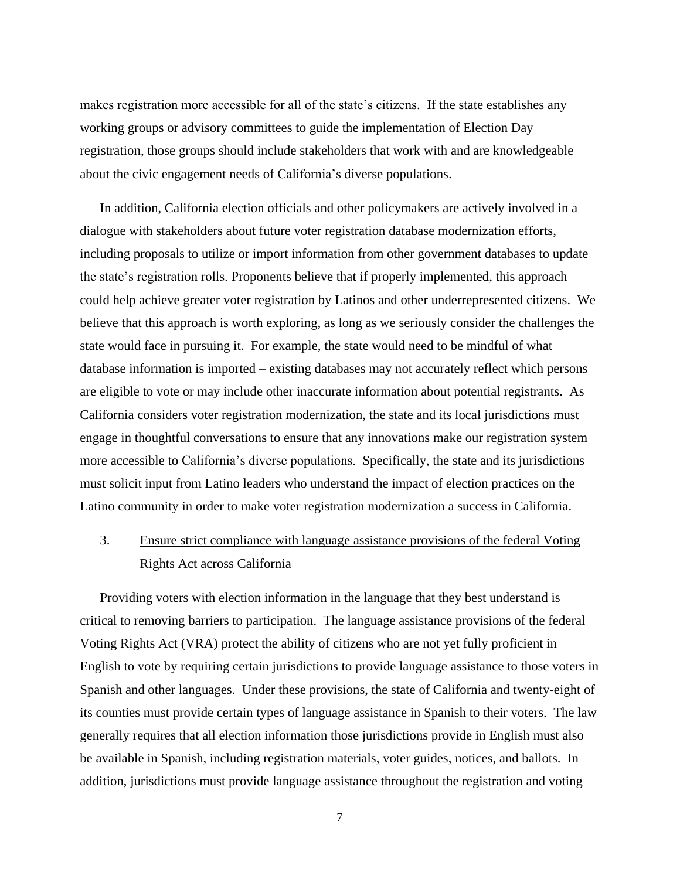makes registration more accessible for all of the state's citizens. If the state establishes any working groups or advisory committees to guide the implementation of Election Day registration, those groups should include stakeholders that work with and are knowledgeable about the civic engagement needs of California's diverse populations.

In addition, California election officials and other policymakers are actively involved in a dialogue with stakeholders about future voter registration database modernization efforts, including proposals to utilize or import information from other government databases to update the state's registration rolls. Proponents believe that if properly implemented, this approach could help achieve greater voter registration by Latinos and other underrepresented citizens. We believe that this approach is worth exploring, as long as we seriously consider the challenges the state would face in pursuing it. For example, the state would need to be mindful of what database information is imported – existing databases may not accurately reflect which persons are eligible to vote or may include other inaccurate information about potential registrants. As California considers voter registration modernization, the state and its local jurisdictions must engage in thoughtful conversations to ensure that any innovations make our registration system more accessible to California's diverse populations. Specifically, the state and its jurisdictions must solicit input from Latino leaders who understand the impact of election practices on the Latino community in order to make voter registration modernization a success in California.

3. Ensure strict compliance with language assistance provisions of the federal Voting Rights Act across California

Providing voters with election information in the language that they best understand is critical to removing barriers to participation. The language assistance provisions of the federal Voting Rights Act (VRA) protect the ability of citizens who are not yet fully proficient in English to vote by requiring certain jurisdictions to provide language assistance to those voters in Spanish and other languages. Under these provisions, the state of California and twenty-eight of its counties must provide certain types of language assistance in Spanish to their voters. The law generally requires that all election information those jurisdictions provide in English must also be available in Spanish, including registration materials, voter guides, notices, and ballots. In addition, jurisdictions must provide language assistance throughout the registration and voting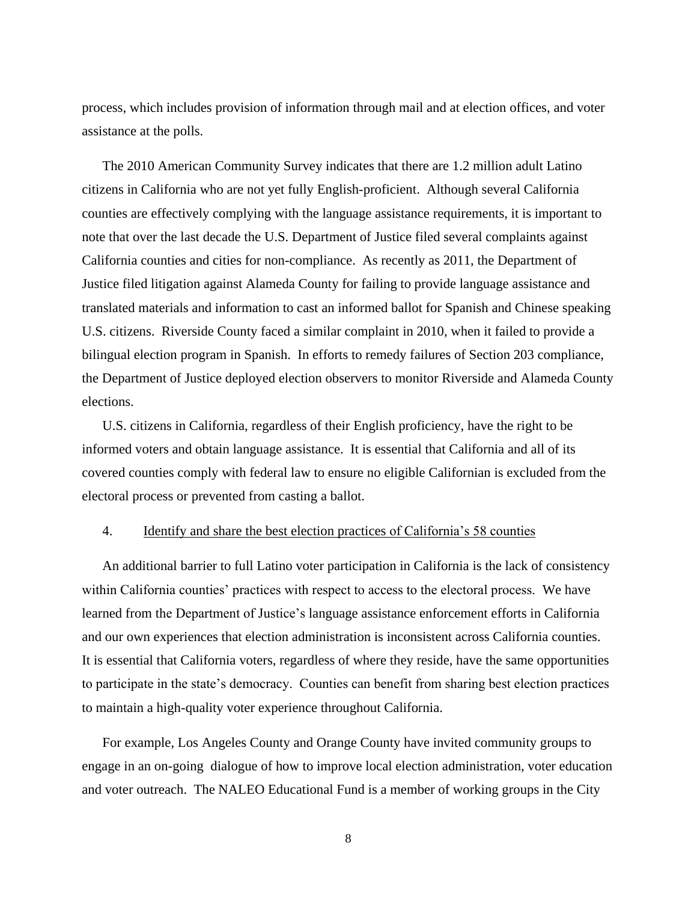process, which includes provision of information through mail and at election offices, and voter assistance at the polls.

The 2010 American Community Survey indicates that there are 1.2 million adult Latino citizens in California who are not yet fully English-proficient. Although several California counties are effectively complying with the language assistance requirements, it is important to note that over the last decade the U.S. Department of Justice filed several complaints against California counties and cities for non-compliance. As recently as 2011, the Department of Justice filed litigation against Alameda County for failing to provide language assistance and translated materials and information to cast an informed ballot for Spanish and Chinese speaking U.S. citizens. Riverside County faced a similar complaint in 2010, when it failed to provide a bilingual election program in Spanish. In efforts to remedy failures of Section 203 compliance, the Department of Justice deployed election observers to monitor Riverside and Alameda County elections.

U.S. citizens in California, regardless of their English proficiency, have the right to be informed voters and obtain language assistance. It is essential that California and all of its covered counties comply with federal law to ensure no eligible Californian is excluded from the electoral process or prevented from casting a ballot.

4. <u>Identify and share the best election practices of California's 58 counties</u>

An additional barrier to full Latino voter participation in California is the lack of consistency within California counties' practices with respect to access to the electoral process. We have learned from the Department of Justice's language assistance enforcement efforts in California and our own experiences that election administration is inconsistent across California counties. It is essential that California voters, regardless of where they reside, have the same opportunities to participate in the state's democracy. Counties can benefit from sharing best election practices to maintain a high-quality voter experience throughout California.

For example, Los Angeles County and Orange County have invited community groups to engage in an on-going dialogue of how to improve local election administration, voter education and voter outreach. The NALEO Educational Fund is a member of working groups in the City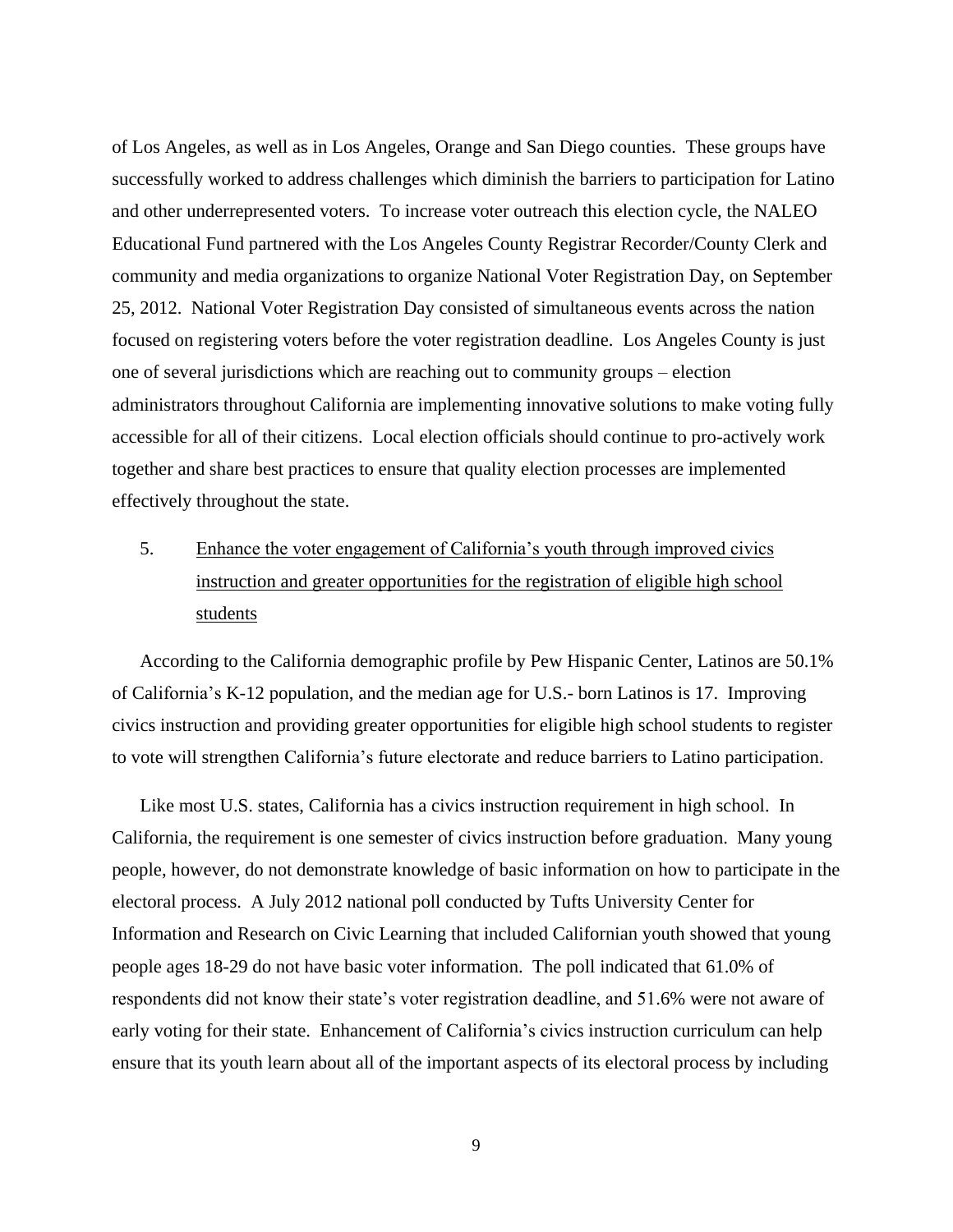of Los Angeles, as well as in Los Angeles, Orange and San Diego counties. These groups have successfully worked to address challenges which diminish the barriers to participation for Latino and other underrepresented voters. To increase voter outreach this election cycle, the NALEO Educational Fund partnered with the Los Angeles County Registrar Recorder/County Clerk and community and media organizations to organize National Voter Registration Day, on September 25, 2012. National Voter Registration Day consisted of simultaneous events across the nation focused on registering voters before the voter registration deadline. Los Angeles County is just one of several jurisdictions which are reaching out to community groups – election administrators throughout California are implementing innovative solutions to make voting fully accessible for all of their citizens. Local election officials should continue to pro-actively work together and share best practices to ensure that quality election processes are implemented effectively throughout the state.

5. Enhance the voter engagement of California's youth through improved civics instruction and greater opportunities for the registration of eligible high school students

According to the California demographic profile by Pew Hispanic Center, Latinos are 50.1% of California's K-12 population, and the median age for U.S.- born Latinos is 17. Improving civics instruction and providing greater opportunities for eligible high school students to register to vote will strengthen California's future electorate and reduce barriers to Latino participation.

Like most U.S. states, California has a civics instruction requirement in high school. In California, the requirement is one semester of civics instruction before graduation. Many young people, however, do not demonstrate knowledge of basic information on how to participate in the electoral process. A July 2012 national poll conducted by Tufts University Center for Information and Research on Civic Learning that included Californian youth showed that young people ages 18-29 do not have basic voter information. The poll indicated that 61.0% of respondents did not know their state's voter registration deadline, and 51.6% were not aware of early voting for their state. Enhancement of California's civics instruction curriculum can help ensure that its youth learn about all of the important aspects of its electoral process by including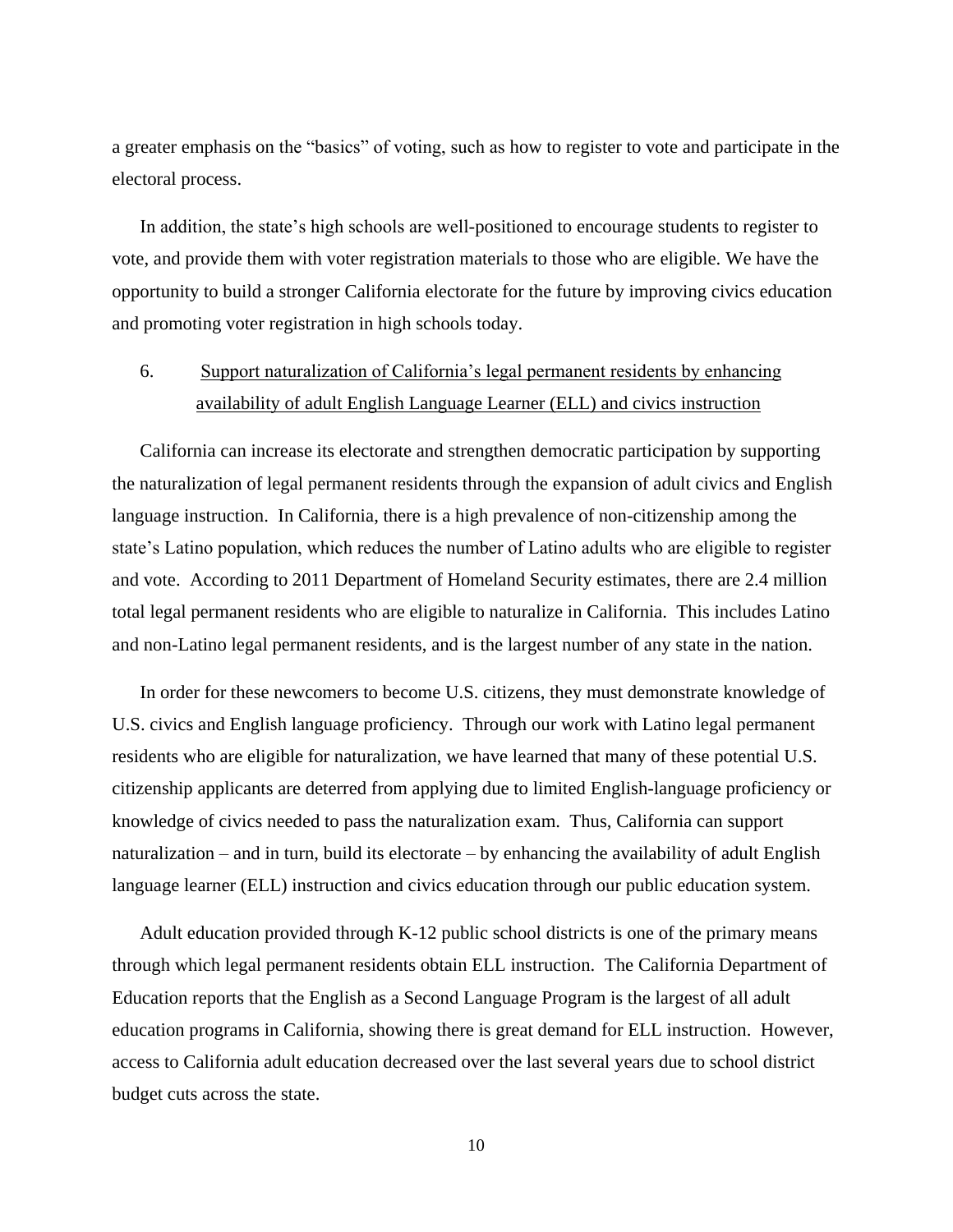a greater emphasis on the "basics" of voting, such as how to register to vote and participate in the electoral process.

In addition, the state's high schools are well-positioned to encourage students to register to vote, and provide them with voter registration materials to those who are eligible. We have the opportunity to build a stronger California electorate for the future by improving civics education and promoting voter registration in high schools today.

6. <u>Support naturalization of California's legal permanent residents by enhancing availability of adult English Language Learner (ELL) and civics instruction</u>

California can increase its electorate and strengthen democratic participation by supporting the naturalization of legal permanent residents through the expansion of adult civics and English language instruction. In California, there is a high prevalence of non-citizenship among the state's Latino population, which reduces the number of Latino adults who are eligible to register and vote. According to 2011 Department of Homeland Security estimates, there are 2.4 million total legal permanent residents who are eligible to naturalize in California. This includes Latino and non-Latino legal permanent residents, and is the largest number of any state in the nation.

In order for these newcomers to become U.S. citizens, they must demonstrate knowledge of U.S. civics and English language proficiency. Through our work with Latino legal permanent residents who are eligible for naturalization, we have learned that many of these potential U.S. citizenship applicants are deterred from applying due to limited English-language proficiency or knowledge of civics needed to pass the naturalization exam. Thus, California can support naturalization – and in turn, build its electorate – by enhancing the availability of adult English language learner (ELL) instruction and civics education through our public education system.

Adult education provided through K-12 public school districts is one of the primary means through which legal permanent residents obtain ELL instruction. The California Department of Education reports that the English as a Second Language Program is the largest of all adult education programs in California, showing there is great demand for ELL instruction. However, access to California adult education decreased over the last several years due to school district budget cuts across the state.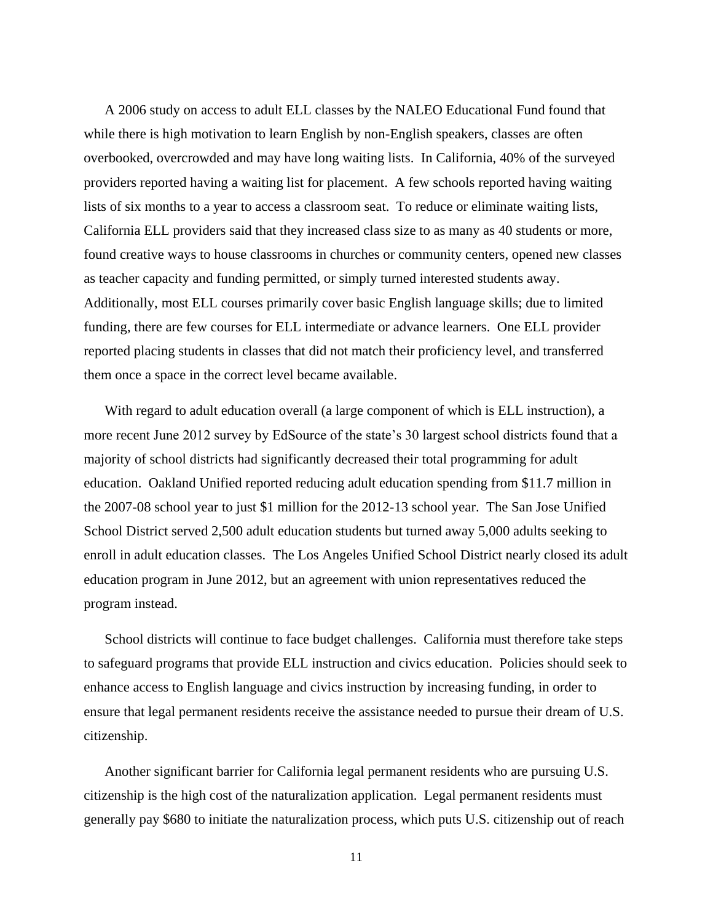A 2006 study on access to adult ELL classes by the NALEO Educational Fund found that while there is high motivation to learn English by non-English speakers, classes are often overbooked, overcrowded and may have long waiting lists. In California, 40% of the surveyed providers reported having a waiting list for placement. A few schools reported having waiting lists of six months to a year to access a classroom seat. To reduce or eliminate waiting lists, California ELL providers said that they increased class size to as many as 40 students or more, found creative ways to house classrooms in churches or community centers, opened new classes as teacher capacity and funding permitted, or simply turned interested students away. Additionally, most ELL courses primarily cover basic English language skills; due to limited funding, there are few courses for ELL intermediate or advance learners. One ELL provider reported placing students in classes that did not match their proficiency level, and transferred them once a space in the correct level became available.

With regard to adult education overall (a large component of which is ELL instruction), a more recent June 2012 survey by EdSource of the state's 30 largest school districts found that a majority of school districts had significantly decreased their total programming for adult education. Oakland Unified reported reducing adult education spending from $11.7 million in the 2007-08 school year to just $1 million for the 2012-13 school year. The San Jose Unified School District served 2,500 adult education students but turned away 5,000 adults seeking to enroll in adult education classes. The Los Angeles Unified School District nearly closed its adult education program in June 2012, but an agreement with union representatives reduced the program instead.

School districts will continue to face budget challenges. California must therefore take steps to safeguard programs that provide ELL instruction and civics education. Policies should seek to enhance access to English language and civics instruction by increasing funding, in order to ensure that legal permanent residents receive the assistance needed to pursue their dream of U.S. citizenship.

Another significant barrier for California legal permanent residents who are pursuing U.S. citizenship is the high cost of the naturalization application. Legal permanent residents must generally pay $680 to initiate the naturalization process, which puts U.S. citizenship out of reach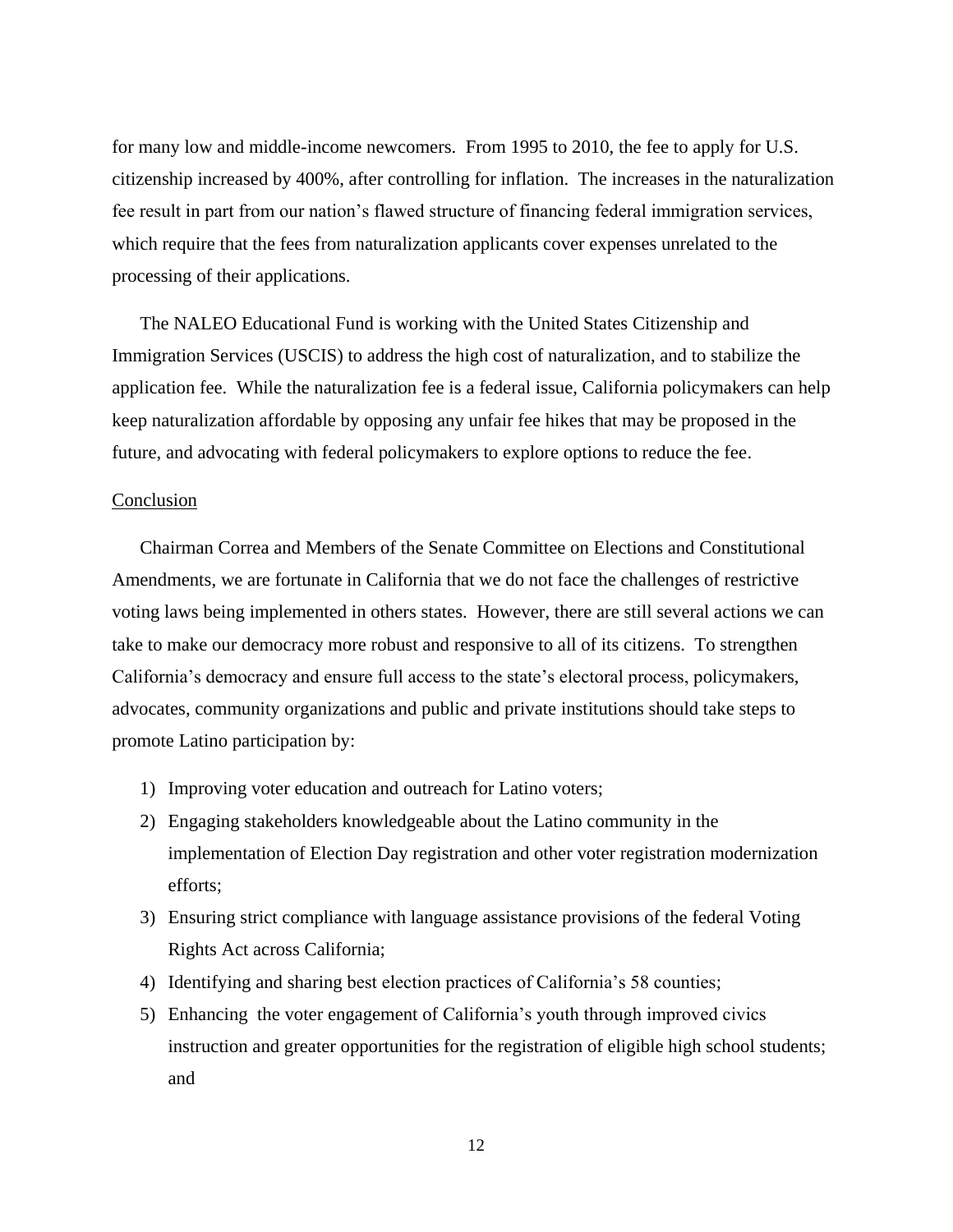for many low and middle-income newcomers. From 1995 to 2010, the fee to apply for U.S. citizenship increased by 400%, after controlling for inflation. The increases in the naturalization fee result in part from our nation's flawed structure of financing federal immigration services, which require that the fees from naturalization applicants cover expenses unrelated to the processing of their applications.

The NALEO Educational Fund is working with the United States Citizenship and Immigration Services (USCIS) to address the high cost of naturalization, and to stabilize the application fee. While the naturalization fee is a federal issue, California policymakers can help keep naturalization affordable by opposing any unfair fee hikes that may be proposed in the future, and advocating with federal policymakers to explore options to reduce the fee.

<u>Conclusion</u>

Chairman Correa and Members of the Senate Committee on Elections and Constitutional Amendments, we are fortunate in California that we do not face the challenges of restrictive voting laws being implemented in others states. However, there are still several actions we can take to make our democracy more robust and responsive to all of its citizens. To strengthen California's democracy and ensure full access to the state's electoral process, policymakers, advocates, community organizations and public and private institutions should take steps to promote Latino participation by:

1) Improving voter education and outreach for Latino voters;
2) Engaging stakeholders knowledgeable about the Latino community in the implementation of Election Day registration and other voter registration modernization efforts;
3) Ensuring strict compliance with language assistance provisions of the federal Voting Rights Act across California;
4) Identifying and sharing best election practices of California's 58 counties;
5) Enhancing the voter engagement of California's youth through improved civics instruction and greater opportunities for the registration of eligible high school students; and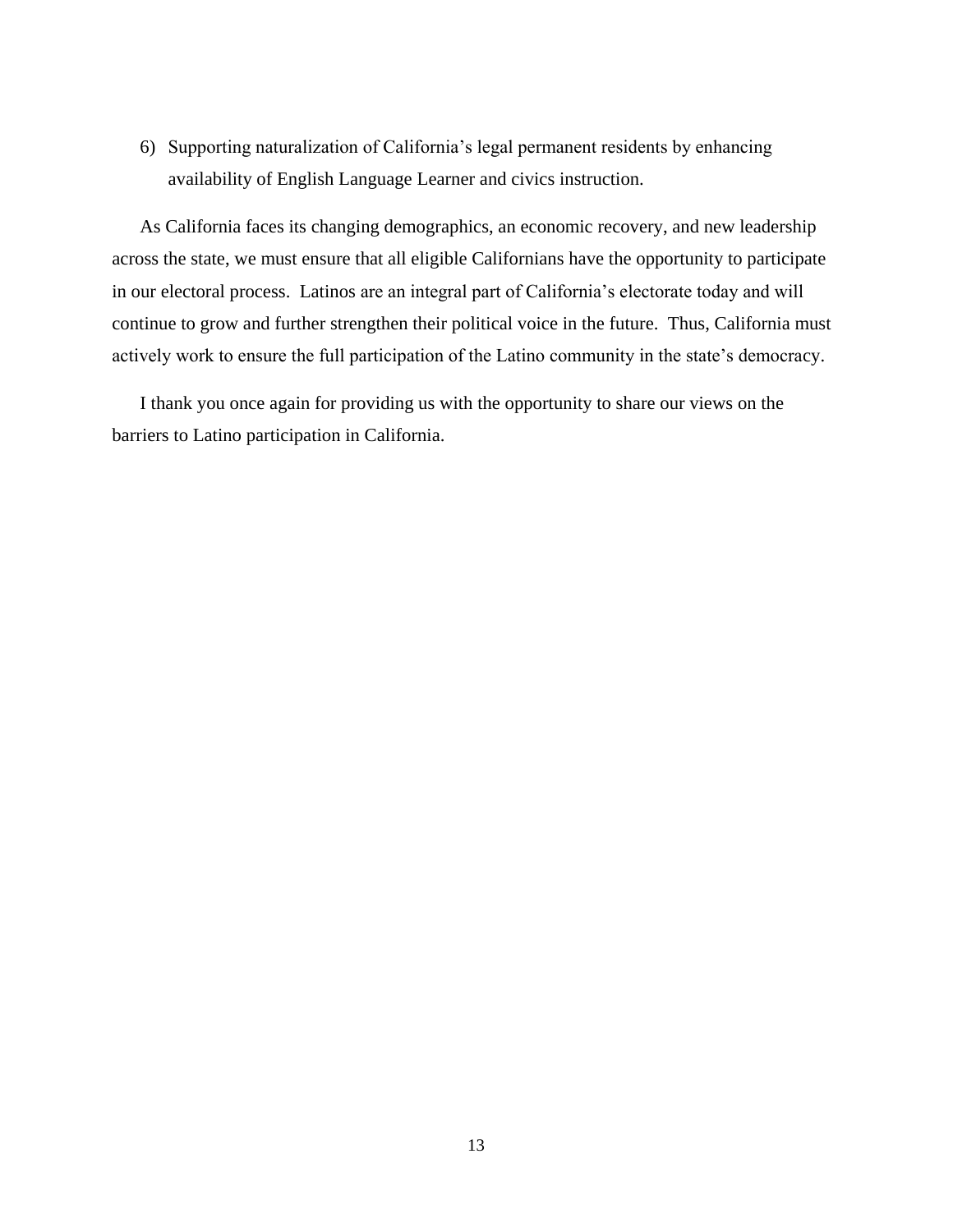6) Supporting naturalization of California's legal permanent residents by enhancing availability of English Language Learner and civics instruction.

As California faces its changing demographics, an economic recovery, and new leadership across the state, we must ensure that all eligible Californians have the opportunity to participate in our electoral process. Latinos are an integral part of California's electorate today and will continue to grow and further strengthen their political voice in the future. Thus, California must actively work to ensure the full participation of the Latino community in the state's democracy.

I thank you once again for providing us with the opportunity to share our views on the barriers to Latino participation in California.